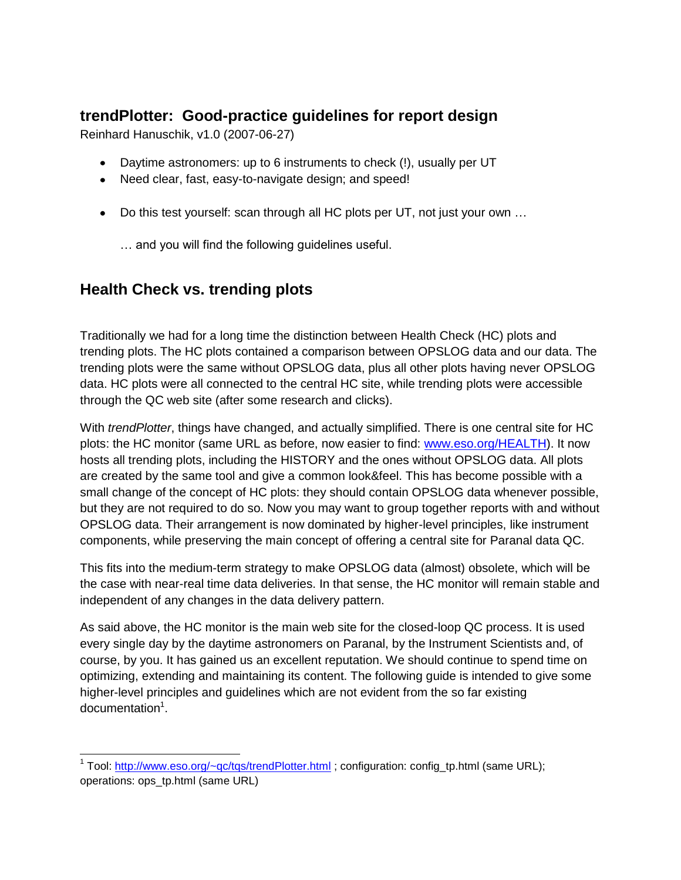## trendPlotter: Good-practice guidelines for report design

Reinhard Hanuschik, v1.0 (2007-06-27)

- Daytime astronomers: up to 6 instruments to check (!), usually per UT
- Need clear, fast, easy-to-navigate design; and speed!

- Do this test yourself: scan through all HC plots per UT, not just your own …

  … and you will find the following guidelines useful.

## Health Check vs. trending plots

Traditionally we had for a long time the distinction between Health Check (HC) plots and trending plots. The HC plots contained a comparison between OPSLOG data and our data. The trending plots were the same without OPSLOG data, plus all other plots having never OPSLOG data. HC plots were all connected to the central HC site, while trending plots were accessible through the QC web site (after some research and clicks).

With *trendPlotter*, things have changed, and actually simplified. There is one central site for HC plots: the HC monitor (same URL as before, now easier to find: [www.eso.org/HEALTH](www.eso.org/HEALTH)). It now hosts all trending plots, including the HISTORY and the ones without OPSLOG data. All plots are created by the same tool and give a common look&feel. This has become possible with a small change of the concept of HC plots: they should contain OPSLOG data whenever possible, but they are not required to do so. Now you may want to group together reports with and without OPSLOG data. Their arrangement is now dominated by higher-level principles, like instrument components, while preserving the main concept of offering a central site for Paranal data QC.

This fits into the medium-term strategy to make OPSLOG data (almost) obsolete, which will be the case with near-real time data deliveries. In that sense, the HC monitor will remain stable and independent of any changes in the data delivery pattern.

As said above, the HC monitor is the main web site for the closed-loop QC process. It is used every single day by the daytime astronomers on Paranal, by the Instrument Scientists and, of course, by you. It has gained us an excellent reputation. We should continue to spend time on optimizing, extending and maintaining its content. The following guide is intended to give some higher-level principles and guidelines which are not evident from the so far existing documentation[1].

---

[1] Tool: [http://www.eso.org/~qc/tqs/trendPlotter.html](http://www.eso.org/~qc/tqs/trendPlotter.html) ; configuration: config_tp.html (same URL); operations: ops_tp.html (same URL)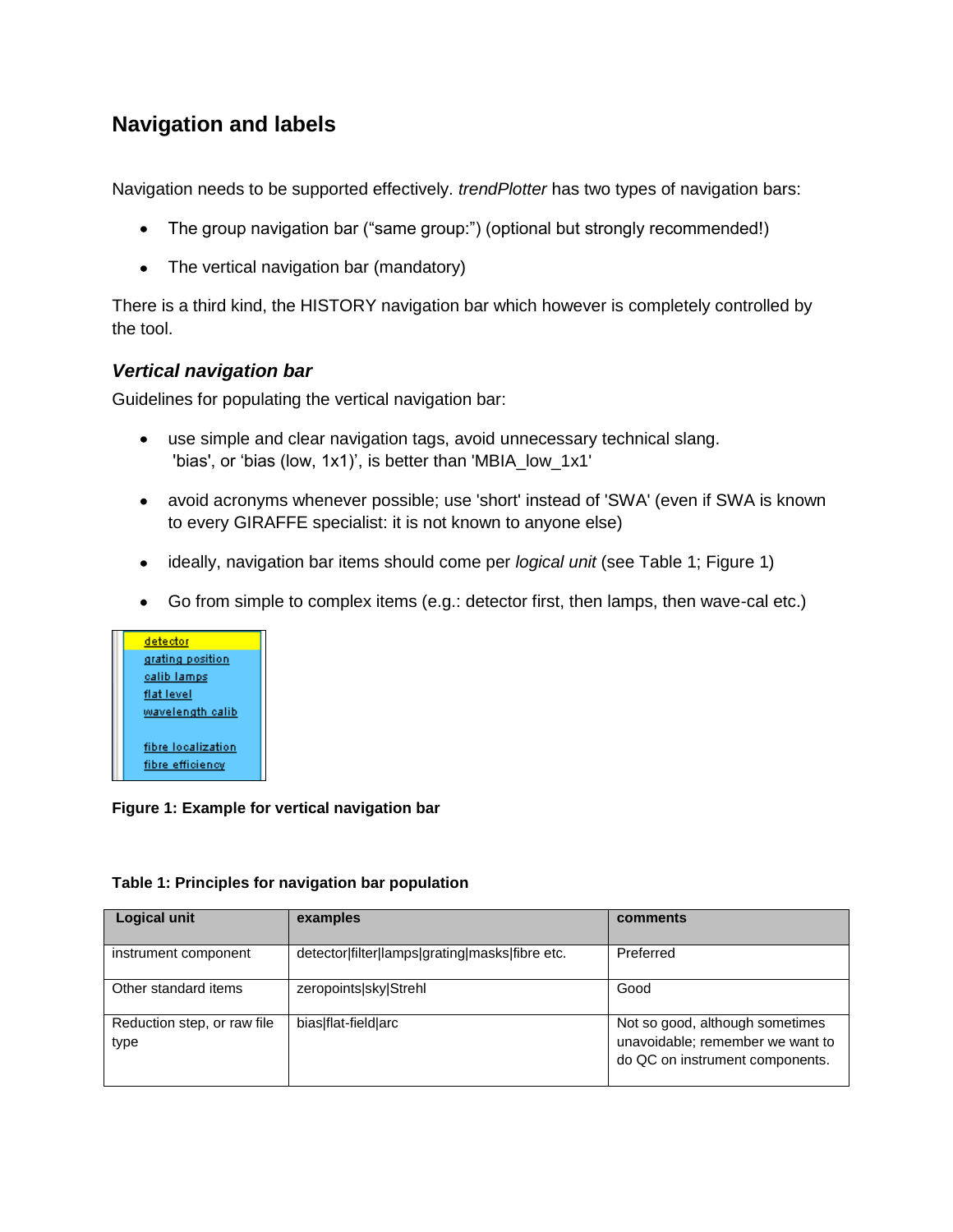## Navigation and labels

Navigation needs to be supported effectively. *trendPlotter* has two types of navigation bars:

- The group navigation bar ("same group:") (optional but strongly recommended!)
- The vertical navigation bar (mandatory)

There is a third kind, the HISTORY navigation bar which however is completely controlled by the tool.

### *Vertical navigation bar*

Guidelines for populating the vertical navigation bar:

- use simple and clear navigation tags, avoid unnecessary technical slang. 'bias', or 'bias (low, 1x1)', is better than 'MBIA_low_1x1'
- avoid acronyms whenever possible; use 'short' instead of 'SWA' (even if SWA is known to every GIRAFFE specialist: it is not known to anyone else)
- ideally, navigation bar items should come per *logical unit* (see Table 1; Figure 1)
- Go from simple to complex items (e.g.: detector first, then lamps, then wave-cal etc.)

detector
grating position
calib lamps
flat level
wavelength calib

fibre localization
fibre efficiency

**Figure 1: Example for vertical navigation bar**

**Table 1: Principles for navigation bar population**

| Logical unit | examples | comments |
| --- | --- | --- |
| instrument component | detector\|filter\|lamps\|grating\|masks\|fibre etc. | Preferred |
| Other standard items | zeropoints\|sky\|Strehl | Good |
| Reduction step, or raw file type | bias\|flat-field\|arc | Not so good, although sometimes unavoidable; remember we want to do QC on instrument components. |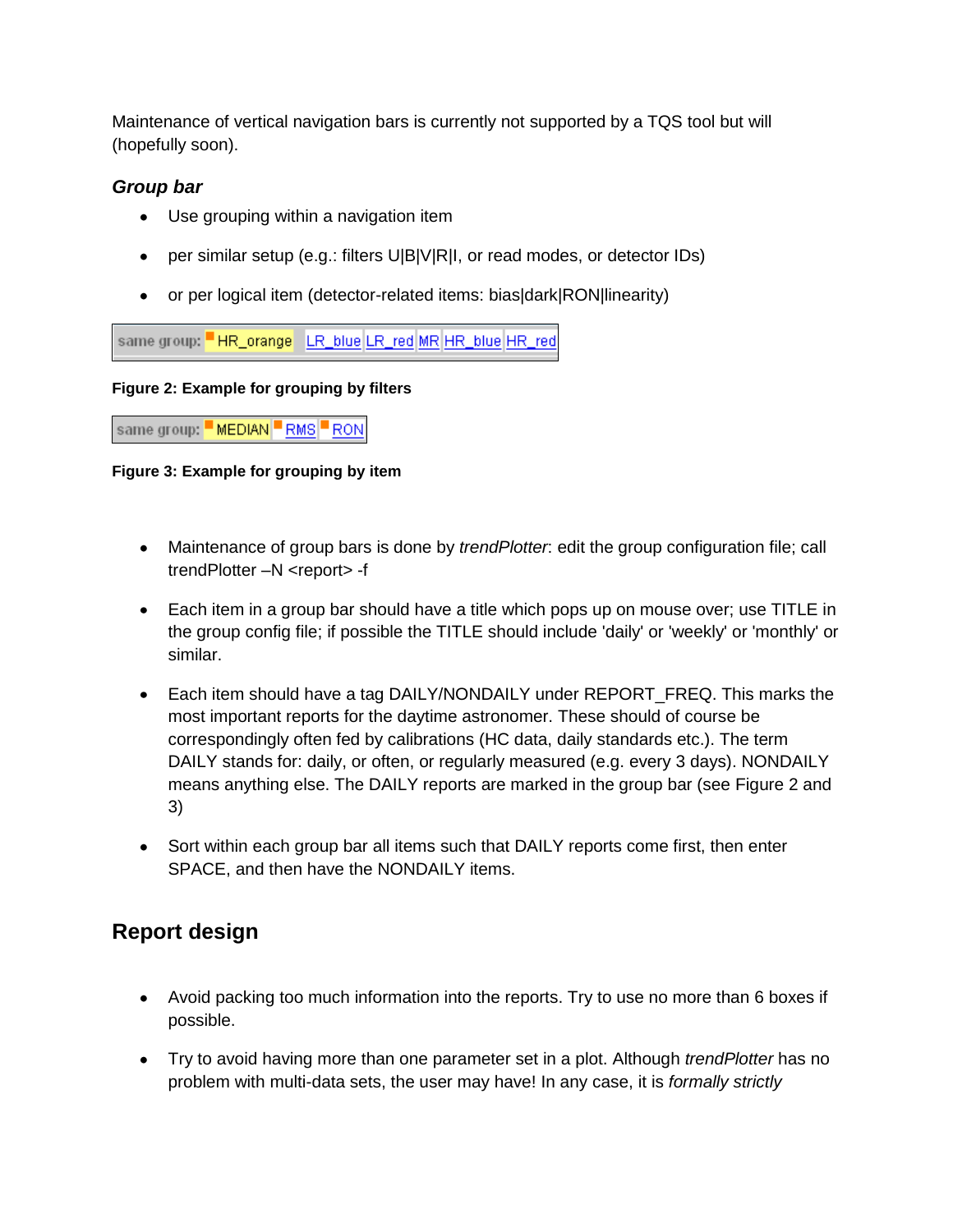Maintenance of vertical navigation bars is currently not supported by a TQS tool but will (hopefully soon).

### *Group bar*

- Use grouping within a navigation item
- per similar setup (e.g.: filters U|B|V|R|I, or read modes, or detector IDs)
- or per logical item (detector-related items: bias|dark|RON|linearity)

same group: HR_orange LR_blue LR_red MR HR_blue HR_red

**Figure 2: Example for grouping by filters**

same group: MEDIAN RMS RON

**Figure 3: Example for grouping by item**

- Maintenance of group bars is done by *trendPlotter*: edit the group configuration file; call trendPlotter –N <report> -f
- Each item in a group bar should have a title which pops up on mouse over; use TITLE in the group config file; if possible the TITLE should include 'daily' or 'weekly' or 'monthly' or similar.
- Each item should have a tag DAILY/NONDAILY under REPORT_FREQ. This marks the most important reports for the daytime astronomer. These should of course be correspondingly often fed by calibrations (HC data, daily standards etc.). The term DAILY stands for: daily, or often, or regularly measured (e.g. every 3 days). NONDAILY means anything else. The DAILY reports are marked in the group bar (see Figure 2 and 3)
- Sort within each group bar all items such that DAILY reports come first, then enter SPACE, and then have the NONDAILY items.

## Report design

- Avoid packing too much information into the reports. Try to use no more than 6 boxes if possible.
- Try to avoid having more than one parameter set in a plot. Although *trendPlotter* has no problem with multi-data sets, the user may have! In any case, it is *formally strictly*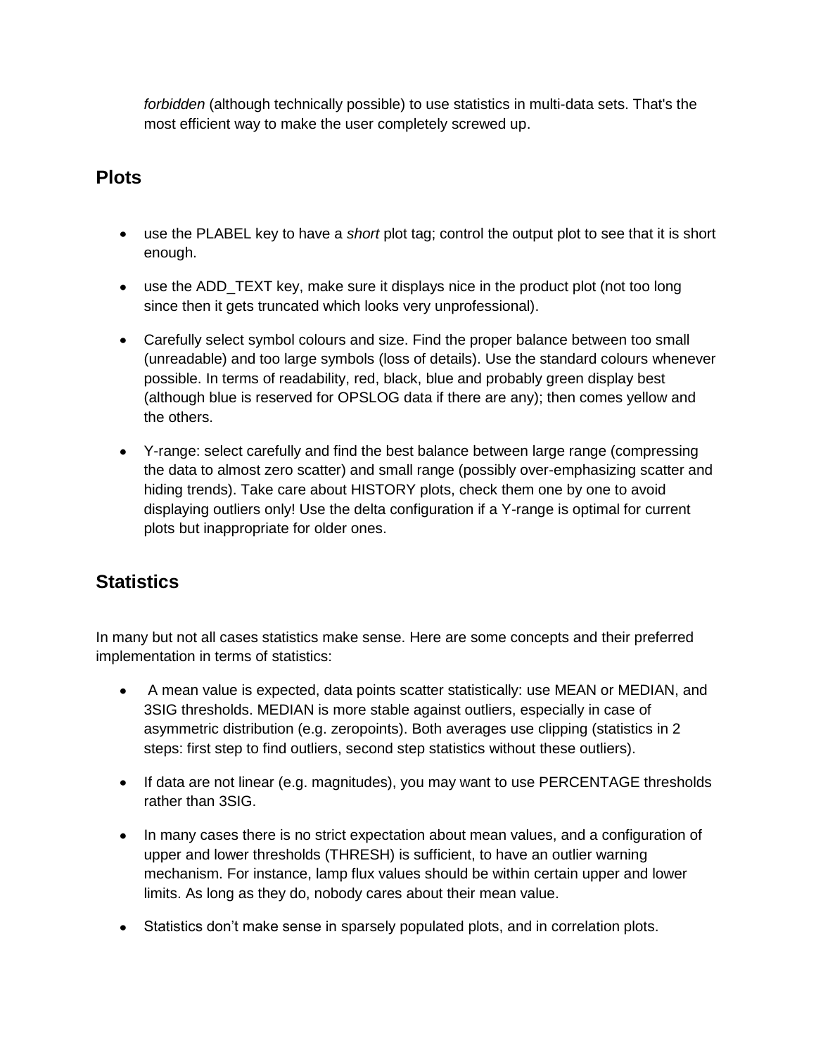*forbidden* (although technically possible) to use statistics in multi-data sets. That's the most efficient way to make the user completely screwed up.

## Plots

- use the PLABEL key to have a *short* plot tag; control the output plot to see that it is short enough.
- use the ADD_TEXT key, make sure it displays nice in the product plot (not too long since then it gets truncated which looks very unprofessional).
- Carefully select symbol colours and size. Find the proper balance between too small (unreadable) and too large symbols (loss of details). Use the standard colours whenever possible. In terms of readability, red, black, blue and probably green display best (although blue is reserved for OPSLOG data if there are any); then comes yellow and the others.
- Y-range: select carefully and find the best balance between large range (compressing the data to almost zero scatter) and small range (possibly over-emphasizing scatter and hiding trends). Take care about HISTORY plots, check them one by one to avoid displaying outliers only! Use the delta configuration if a Y-range is optimal for current plots but inappropriate for older ones.

## Statistics

In many but not all cases statistics make sense. Here are some concepts and their preferred implementation in terms of statistics:

- A mean value is expected, data points scatter statistically: use MEAN or MEDIAN, and 3SIG thresholds. MEDIAN is more stable against outliers, especially in case of asymmetric distribution (e.g. zeropoints). Both averages use clipping (statistics in 2 steps: first step to find outliers, second step statistics without these outliers).
- If data are not linear (e.g. magnitudes), you may want to use PERCENTAGE thresholds rather than 3SIG.
- In many cases there is no strict expectation about mean values, and a configuration of upper and lower thresholds (THRESH) is sufficient, to have an outlier warning mechanism. For instance, lamp flux values should be within certain upper and lower limits. As long as they do, nobody cares about their mean value.
- Statistics don't make sense in sparsely populated plots, and in correlation plots.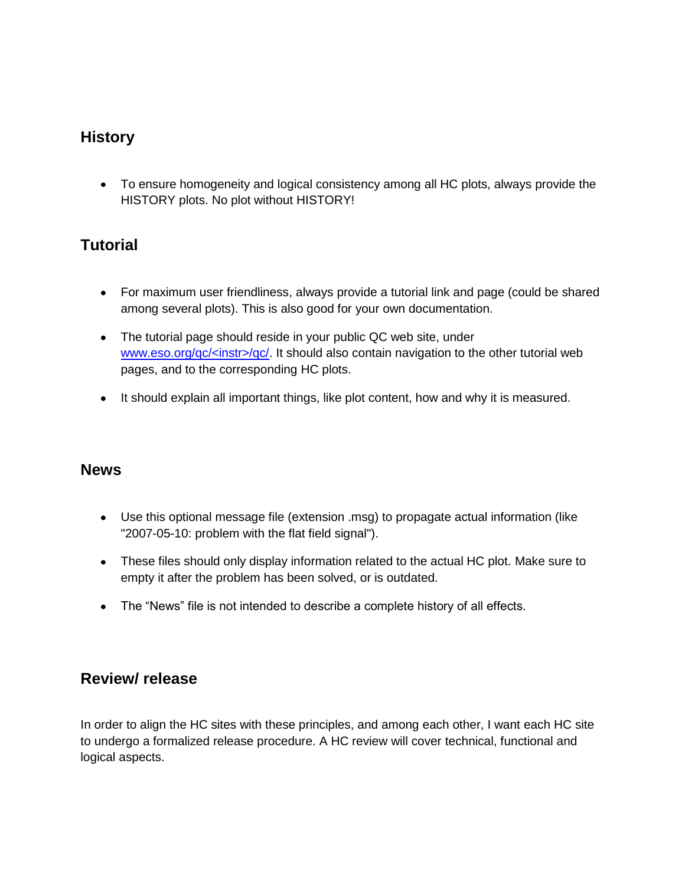## History

- To ensure homogeneity and logical consistency among all HC plots, always provide the HISTORY plots. No plot without HISTORY!

## Tutorial

- For maximum user friendliness, always provide a tutorial link and page (could be shared among several plots). This is also good for your own documentation.
- The tutorial page should reside in your public QC web site, under [www.eso.org/qc/<instr>/qc/](www.eso.org/qc/<instr>/qc/). It should also contain navigation to the other tutorial web pages, and to the corresponding HC plots.
- It should explain all important things, like plot content, how and why it is measured.

## News

- Use this optional message file (extension .msg) to propagate actual information (like "2007-05-10: problem with the flat field signal").
- These files should only display information related to the actual HC plot. Make sure to empty it after the problem has been solved, or is outdated.
- The "News" file is not intended to describe a complete history of all effects.

## Review/ release

In order to align the HC sites with these principles, and among each other, I want each HC site to undergo a formalized release procedure. A HC review will cover technical, functional and logical aspects.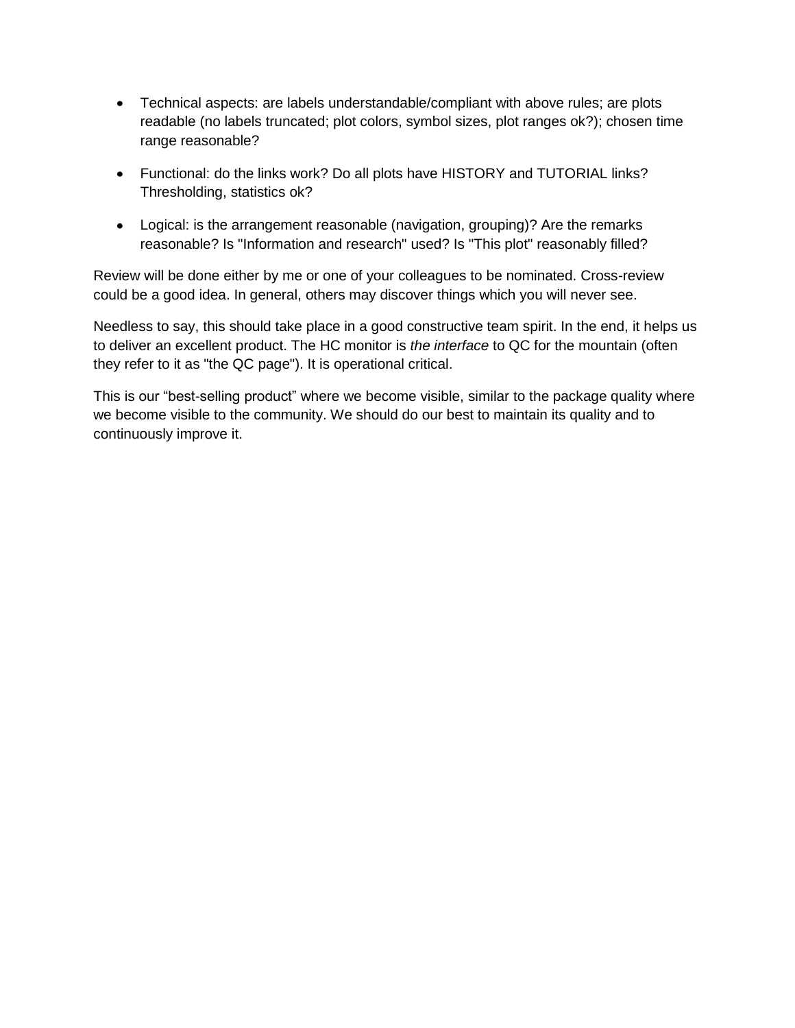- Technical aspects: are labels understandable/compliant with above rules; are plots readable (no labels truncated; plot colors, symbol sizes, plot ranges ok?); chosen time range reasonable?

- Functional: do the links work? Do all plots have HISTORY and TUTORIAL links? Thresholding, statistics ok?

- Logical: is the arrangement reasonable (navigation, grouping)? Are the remarks reasonable? Is "Information and research" used? Is "This plot" reasonably filled?

Review will be done either by me or one of your colleagues to be nominated. Cross-review could be a good idea. In general, others may discover things which you will never see.

Needless to say, this should take place in a good constructive team spirit. In the end, it helps us to deliver an excellent product. The HC monitor is *the interface* to QC for the mountain (often they refer to it as "the QC page"). It is operational critical.

This is our “best-selling product” where we become visible, similar to the package quality where we become visible to the community. We should do our best to maintain its quality and to continuously improve it.